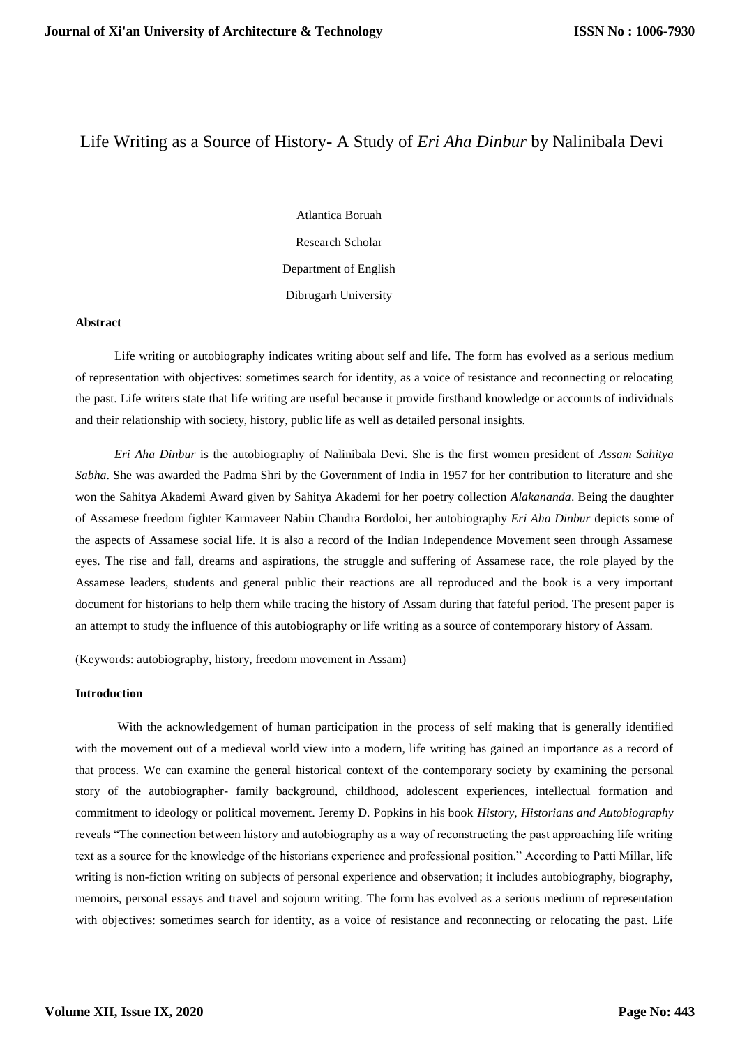# Life Writing as a Source of History- A Study of *Eri Aha Dinbur* by Nalinibala Devi

Atlantica Boruah

Research Scholar

Department of English

Dibrugarh University

**Abstract**

Life writing or autobiography indicates writing about self and life. The form has evolved as a serious medium of representation with objectives: sometimes search for identity, as a voice of resistance and reconnecting or relocating the past. Life writers state that life writing are useful because it provide firsthand knowledge or accounts of individuals and their relationship with society, history, public life as well as detailed personal insights.

*Eri Aha Dinbur* is the autobiography of Nalinibala Devi. She is the first women president of *Assam Sahitya Sabha*. She was awarded the Padma Shri by the Government of India in 1957 for her contribution to literature and she won the Sahitya Akademi Award given by Sahitya Akademi for her poetry collection *Alakananda*. Being the daughter of Assamese freedom fighter Karmaveer Nabin Chandra Bordoloi, her autobiography *Eri Aha Dinbur* depicts some of the aspects of Assamese social life. It is also a record of the Indian Independence Movement seen through Assamese eyes. The rise and fall, dreams and aspirations, the struggle and suffering of Assamese race, the role played by the Assamese leaders, students and general public their reactions are all reproduced and the book is a very important document for historians to help them while tracing the history of Assam during that fateful period. The present paper is an attempt to study the influence of this autobiography or life writing as a source of contemporary history of Assam.

(Keywords: autobiography, history, freedom movement in Assam)

**Introduction**

With the acknowledgement of human participation in the process of self making that is generally identified with the movement out of a medieval world view into a modern, life writing has gained an importance as a record of that process. We can examine the general historical context of the contemporary society by examining the personal story of the autobiographer- family background, childhood, adolescent experiences, intellectual formation and commitment to ideology or political movement. Jeremy D. Popkins in his book *History, Historians and Autobiography* reveals "The connection between history and autobiography as a way of reconstructing the past approaching life writing text as a source for the knowledge of the historians experience and professional position." According to Patti Millar, life writing is non-fiction writing on subjects of personal experience and observation; it includes autobiography, biography, memoirs, personal essays and travel and sojourn writing. The form has evolved as a serious medium of representation with objectives: sometimes search for identity, as a voice of resistance and reconnecting or relocating the past. Life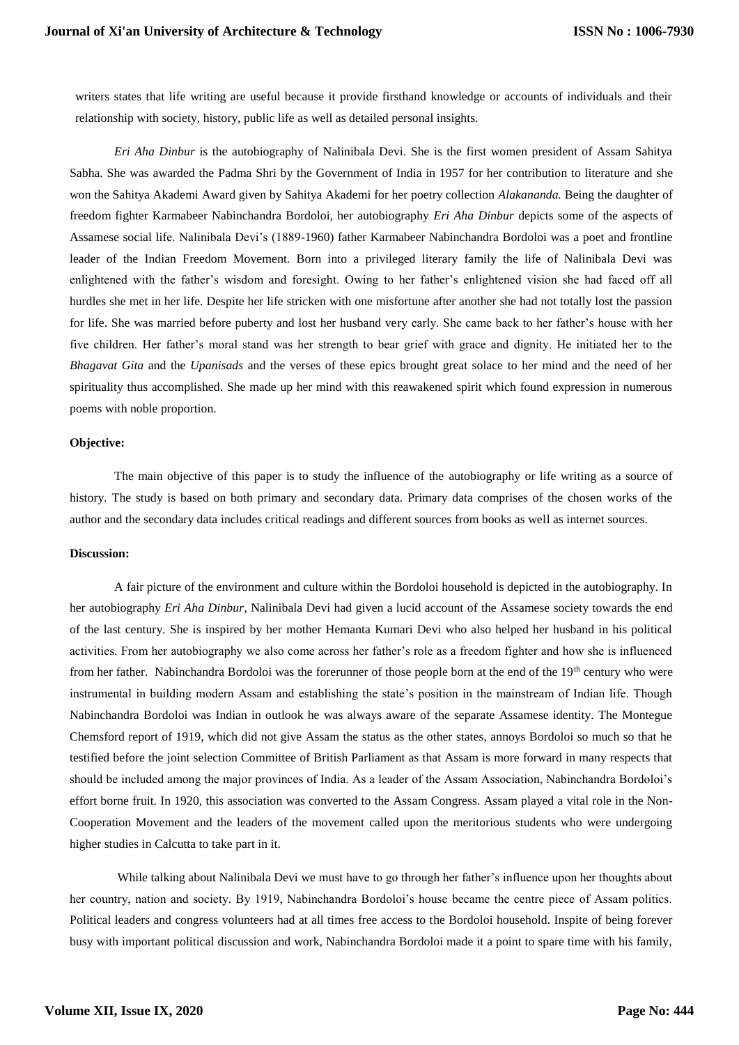writers states that life writing are useful because it provide firsthand knowledge or accounts of individuals and their relationship with society, history, public life as well as detailed personal insights.

*Eri Aha Dinbur* is the autobiography of Nalinibala Devi. She is the first women president of Assam Sahitya Sabha. She was awarded the Padma Shri by the Government of India in 1957 for her contribution to literature and she won the Sahitya Akademi Award given by Sahitya Akademi for her poetry collection *Alakananda.* Being the daughter of freedom fighter Karmabeer Nabinchandra Bordoloi, her autobiography *Eri Aha Dinbur* depicts some of the aspects of Assamese social life. Nalinibala Devi's (1889-1960) father Karmabeer Nabinchandra Bordoloi was a poet and frontline leader of the Indian Freedom Movement. Born into a privileged literary family the life of Nalinibala Devi was enlightened with the father's wisdom and foresight. Owing to her father's enlightened vision she had faced off all hurdles she met in her life. Despite her life stricken with one misfortune after another she had not totally lost the passion for life. She was married before puberty and lost her husband very early. She came back to her father's house with her five children. Her father's moral stand was her strength to bear grief with grace and dignity. He initiated her to the *Bhagavat Gita* and the *Upanisads* and the verses of these epics brought great solace to her mind and the need of her spirituality thus accomplished. She made up her mind with this reawakened spirit which found expression in numerous poems with noble proportion.

**Objective:**

The main objective of this paper is to study the influence of the autobiography or life writing as a source of history. The study is based on both primary and secondary data. Primary data comprises of the chosen works of the author and the secondary data includes critical readings and different sources from books as well as internet sources.

**Discussion:**

A fair picture of the environment and culture within the Bordoloi household is depicted in the autobiography. In her autobiography *Eri Aha Dinbur,* Nalinibala Devi had given a lucid account of the Assamese society towards the end of the last century. She is inspired by her mother Hemanta Kumari Devi who also helped her husband in his political activities. From her autobiography we also come across her father's role as a freedom fighter and how she is influenced from her father. Nabinchandra Bordoloi was the forerunner of those people born at the end of the 19th century who were instrumental in building modern Assam and establishing the state's position in the mainstream of Indian life. Though Nabinchandra Bordoloi was Indian in outlook he was always aware of the separate Assamese identity. The Montegue Chemsford report of 1919, which did not give Assam the status as the other states, annoys Bordoloi so much so that he testified before the joint selection Committee of British Parliament as that Assam is more forward in many respects that should be included among the major provinces of India. As a leader of the Assam Association, Nabinchandra Bordoloi's effort borne fruit. In 1920, this association was converted to the Assam Congress. Assam played a vital role in the Non-Cooperation Movement and the leaders of the movement called upon the meritorious students who were undergoing higher studies in Calcutta to take part in it.

While talking about Nalinibala Devi we must have to go through her father's influence upon her thoughts about her country, nation and society. By 1919, Nabinchandra Bordoloi's house became the centre piece of Assam politics. Political leaders and congress volunteers had at all times free access to the Bordoloi household. Inspite of being forever busy with important political discussion and work, Nabinchandra Bordoloi made it a point to spare time with his family,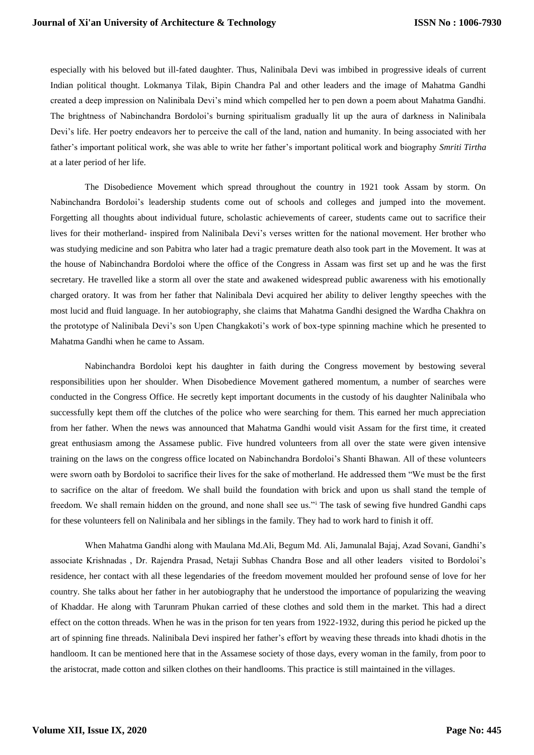especially with his beloved but ill-fated daughter. Thus, Nalinibala Devi was imbibed in progressive ideals of current Indian political thought. Lokmanya Tilak, Bipin Chandra Pal and other leaders and the image of Mahatma Gandhi created a deep impression on Nalinibala Devi's mind which compelled her to pen down a poem about Mahatma Gandhi. The brightness of Nabinchandra Bordoloi's burning spiritualism gradually lit up the aura of darkness in Nalinibala Devi's life. Her poetry endeavors her to perceive the call of the land, nation and humanity. In being associated with her father's important political work, she was able to write her father's important political work and biography *Smriti Tirtha* at a later period of her life.

The Disobedience Movement which spread throughout the country in 1921 took Assam by storm. On Nabinchandra Bordoloi's leadership students come out of schools and colleges and jumped into the movement. Forgetting all thoughts about individual future, scholastic achievements of career, students came out to sacrifice their lives for their motherland- inspired from Nalinibala Devi's verses written for the national movement. Her brother who was studying medicine and son Pabitra who later had a tragic premature death also took part in the Movement. It was at the house of Nabinchandra Bordoloi where the office of the Congress in Assam was first set up and he was the first secretary. He travelled like a storm all over the state and awakened widespread public awareness with his emotionally charged oratory. It was from her father that Nalinibala Devi acquired her ability to deliver lengthy speeches with the most lucid and fluid language. In her autobiography, she claims that Mahatma Gandhi designed the Wardha Chakhra on the prototype of Nalinibala Devi's son Upen Changkakoti's work of box-type spinning machine which he presented to Mahatma Gandhi when he came to Assam.

Nabinchandra Bordoloi kept his daughter in faith during the Congress movement by bestowing several responsibilities upon her shoulder. When Disobedience Movement gathered momentum, a number of searches were conducted in the Congress Office. He secretly kept important documents in the custody of his daughter Nalinibala who successfully kept them off the clutches of the police who were searching for them. This earned her much appreciation from her father. When the news was announced that Mahatma Gandhi would visit Assam for the first time, it created great enthusiasm among the Assamese public. Five hundred volunteers from all over the state were given intensive training on the laws on the congress office located on Nabinchandra Bordoloi's Shanti Bhawan. All of these volunteers were sworn oath by Bordoloi to sacrifice their lives for the sake of motherland. He addressed them "We must be the first to sacrifice on the altar of freedom. We shall build the foundation with brick and upon us shall stand the temple of freedom. We shall remain hidden on the ground, and none shall see us."[i] The task of sewing five hundred Gandhi caps for these volunteers fell on Nalinibala and her siblings in the family. They had to work hard to finish it off.

When Mahatma Gandhi along with Maulana Md.Ali, Begum Md. Ali, Jamunalal Bajaj, Azad Sovani, Gandhi's associate Krishnadas , Dr. Rajendra Prasad, Netaji Subhas Chandra Bose and all other leaders visited to Bordoloi's residence, her contact with all these legendaries of the freedom movement moulded her profound sense of love for her country. She talks about her father in her autobiography that he understood the importance of popularizing the weaving of Khaddar. He along with Tarunram Phukan carried of these clothes and sold them in the market. This had a direct effect on the cotton threads. When he was in the prison for ten years from 1922-1932, during this period he picked up the art of spinning fine threads. Nalinibala Devi inspired her father's effort by weaving these threads into khadi dhotis in the handloom. It can be mentioned here that in the Assamese society of those days, every woman in the family, from poor to the aristocrat, made cotton and silken clothes on their handlooms. This practice is still maintained in the villages.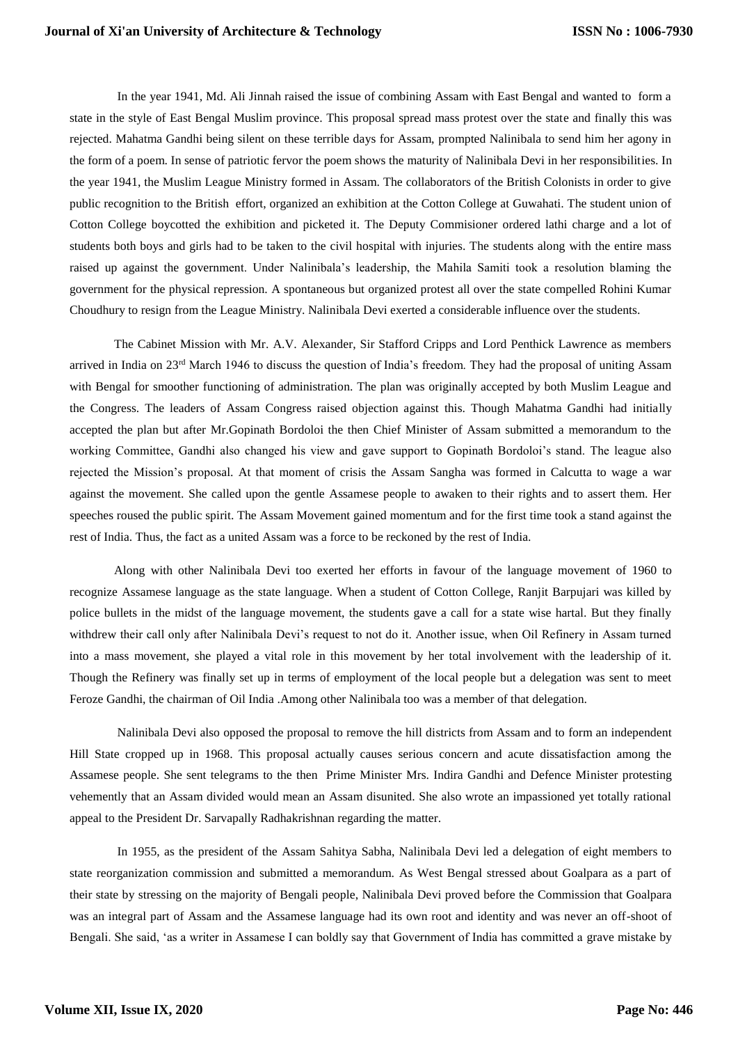In the year 1941, Md. Ali Jinnah raised the issue of combining Assam with East Bengal and wanted to form a state in the style of East Bengal Muslim province. This proposal spread mass protest over the state and finally this was rejected. Mahatma Gandhi being silent on these terrible days for Assam, prompted Nalinibala to send him her agony in the form of a poem. In sense of patriotic fervor the poem shows the maturity of Nalinibala Devi in her responsibilities. In the year 1941, the Muslim League Ministry formed in Assam. The collaborators of the British Colonists in order to give public recognition to the British effort, organized an exhibition at the Cotton College at Guwahati. The student union of Cotton College boycotted the exhibition and picketed it. The Deputy Commisioner ordered lathi charge and a lot of students both boys and girls had to be taken to the civil hospital with injuries. The students along with the entire mass raised up against the government. Under Nalinibala's leadership, the Mahila Samiti took a resolution blaming the government for the physical repression. A spontaneous but organized protest all over the state compelled Rohini Kumar Choudhury to resign from the League Ministry. Nalinibala Devi exerted a considerable influence over the students.

The Cabinet Mission with Mr. A.V. Alexander, Sir Stafford Cripps and Lord Penthick Lawrence as members arrived in India on 23rd March 1946 to discuss the question of India's freedom. They had the proposal of uniting Assam with Bengal for smoother functioning of administration. The plan was originally accepted by both Muslim League and the Congress. The leaders of Assam Congress raised objection against this. Though Mahatma Gandhi had initially accepted the plan but after Mr.Gopinath Bordoloi the then Chief Minister of Assam submitted a memorandum to the working Committee, Gandhi also changed his view and gave support to Gopinath Bordoloi's stand. The league also rejected the Mission's proposal. At that moment of crisis the Assam Sangha was formed in Calcutta to wage a war against the movement. She called upon the gentle Assamese people to awaken to their rights and to assert them. Her speeches roused the public spirit. The Assam Movement gained momentum and for the first time took a stand against the rest of India. Thus, the fact as a united Assam was a force to be reckoned by the rest of India.

Along with other Nalinibala Devi too exerted her efforts in favour of the language movement of 1960 to recognize Assamese language as the state language. When a student of Cotton College, Ranjit Barpujari was killed by police bullets in the midst of the language movement, the students gave a call for a state wise hartal. But they finally withdrew their call only after Nalinibala Devi's request to not do it. Another issue, when Oil Refinery in Assam turned into a mass movement, she played a vital role in this movement by her total involvement with the leadership of it. Though the Refinery was finally set up in terms of employment of the local people but a delegation was sent to meet Feroze Gandhi, the chairman of Oil India .Among other Nalinibala too was a member of that delegation.

Nalinibala Devi also opposed the proposal to remove the hill districts from Assam and to form an independent Hill State cropped up in 1968. This proposal actually causes serious concern and acute dissatisfaction among the Assamese people. She sent telegrams to the then Prime Minister Mrs. Indira Gandhi and Defence Minister protesting vehemently that an Assam divided would mean an Assam disunited. She also wrote an impassioned yet totally rational appeal to the President Dr. Sarvapally Radhakrishnan regarding the matter.

In 1955, as the president of the Assam Sahitya Sabha, Nalinibala Devi led a delegation of eight members to state reorganization commission and submitted a memorandum. As West Bengal stressed about Goalpara as a part of their state by stressing on the majority of Bengali people, Nalinibala Devi proved before the Commission that Goalpara was an integral part of Assam and the Assamese language had its own root and identity and was never an off-shoot of Bengali. She said, 'as a writer in Assamese I can boldly say that Government of India has committed a grave mistake by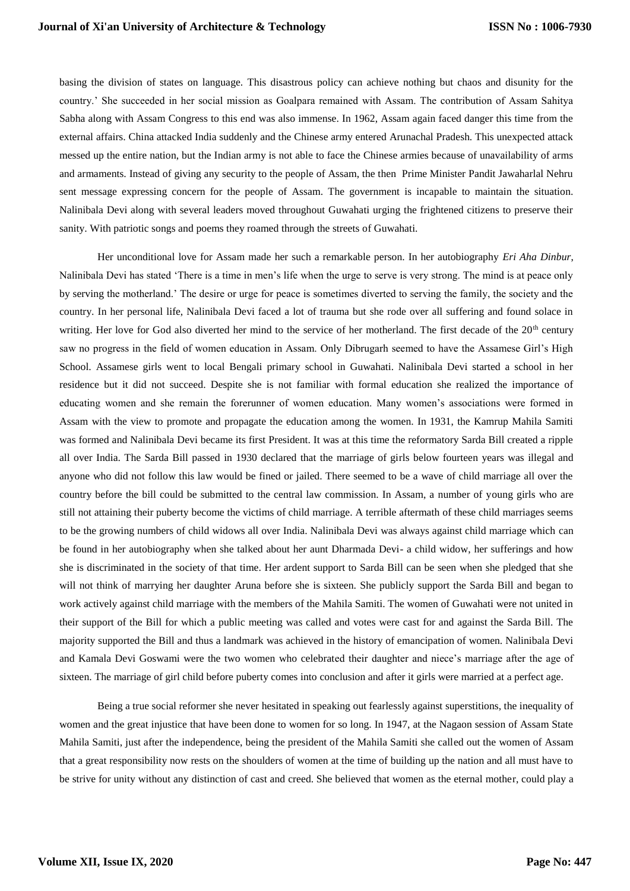basing the division of states on language. This disastrous policy can achieve nothing but chaos and disunity for the country.' She succeeded in her social mission as Goalpara remained with Assam. The contribution of Assam Sahitya Sabha along with Assam Congress to this end was also immense. In 1962, Assam again faced danger this time from the external affairs. China attacked India suddenly and the Chinese army entered Arunachal Pradesh. This unexpected attack messed up the entire nation, but the Indian army is not able to face the Chinese armies because of unavailability of arms and armaments. Instead of giving any security to the people of Assam, the then Prime Minister Pandit Jawaharlal Nehru sent message expressing concern for the people of Assam. The government is incapable to maintain the situation. Nalinibala Devi along with several leaders moved throughout Guwahati urging the frightened citizens to preserve their sanity. With patriotic songs and poems they roamed through the streets of Guwahati.

Her unconditional love for Assam made her such a remarkable person. In her autobiography *Eri Aha Dinbur,* Nalinibala Devi has stated 'There is a time in men's life when the urge to serve is very strong. The mind is at peace only by serving the motherland.' The desire or urge for peace is sometimes diverted to serving the family, the society and the country. In her personal life, Nalinibala Devi faced a lot of trauma but she rode over all suffering and found solace in writing. Her love for God also diverted her mind to the service of her motherland. The first decade of the 20th century saw no progress in the field of women education in Assam. Only Dibrugarh seemed to have the Assamese Girl's High School. Assamese girls went to local Bengali primary school in Guwahati. Nalinibala Devi started a school in her residence but it did not succeed. Despite she is not familiar with formal education she realized the importance of educating women and she remain the forerunner of women education. Many women's associations were formed in Assam with the view to promote and propagate the education among the women. In 1931, the Kamrup Mahila Samiti was formed and Nalinibala Devi became its first President. It was at this time the reformatory Sarda Bill created a ripple all over India. The Sarda Bill passed in 1930 declared that the marriage of girls below fourteen years was illegal and anyone who did not follow this law would be fined or jailed. There seemed to be a wave of child marriage all over the country before the bill could be submitted to the central law commission. In Assam, a number of young girls who are still not attaining their puberty become the victims of child marriage. A terrible aftermath of these child marriages seems to be the growing numbers of child widows all over India. Nalinibala Devi was always against child marriage which can be found in her autobiography when she talked about her aunt Dharmada Devi- a child widow, her sufferings and how she is discriminated in the society of that time. Her ardent support to Sarda Bill can be seen when she pledged that she will not think of marrying her daughter Aruna before she is sixteen. She publicly support the Sarda Bill and began to work actively against child marriage with the members of the Mahila Samiti. The women of Guwahati were not united in their support of the Bill for which a public meeting was called and votes were cast for and against the Sarda Bill. The majority supported the Bill and thus a landmark was achieved in the history of emancipation of women. Nalinibala Devi and Kamala Devi Goswami were the two women who celebrated their daughter and niece's marriage after the age of sixteen. The marriage of girl child before puberty comes into conclusion and after it girls were married at a perfect age.

Being a true social reformer she never hesitated in speaking out fearlessly against superstitions, the inequality of women and the great injustice that have been done to women for so long. In 1947, at the Nagaon session of Assam State Mahila Samiti, just after the independence, being the president of the Mahila Samiti she called out the women of Assam that a great responsibility now rests on the shoulders of women at the time of building up the nation and all must have to be strive for unity without any distinction of cast and creed. She believed that women as the eternal mother, could play a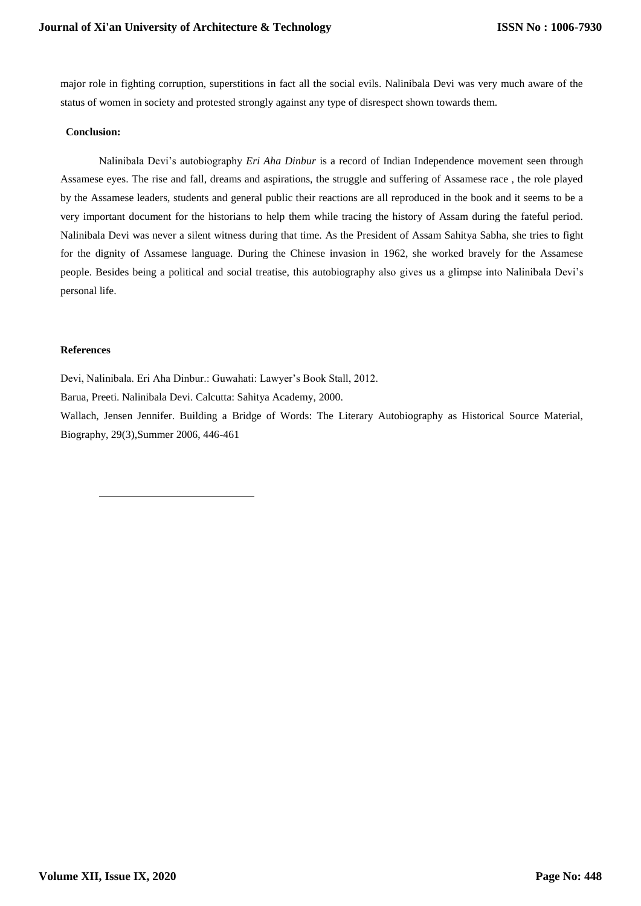major role in fighting corruption, superstitions in fact all the social evils. Nalinibala Devi was very much aware of the status of women in society and protested strongly against any type of disrespect shown towards them.

**Conclusion:**

Nalinibala Devi's autobiography *Eri Aha Dinbur* is a record of Indian Independence movement seen through Assamese eyes. The rise and fall, dreams and aspirations, the struggle and suffering of Assamese race , the role played by the Assamese leaders, students and general public their reactions are all reproduced in the book and it seems to be a very important document for the historians to help them while tracing the history of Assam during the fateful period. Nalinibala Devi was never a silent witness during that time. As the President of Assam Sahitya Sabha, she tries to fight for the dignity of Assamese language. During the Chinese invasion in 1962, she worked bravely for the Assamese people. Besides being a political and social treatise, this autobiography also gives us a glimpse into Nalinibala Devi's personal life.

**References**

Devi, Nalinibala. Eri Aha Dinbur.: Guwahati: Lawyer's Book Stall, 2012.

Barua, Preeti. Nalinibala Devi. Calcutta: Sahitya Academy, 2000.

Wallach, Jensen Jennifer. Building a Bridge of Words: The Literary Autobiography as Historical Source Material, Biography, 29(3),Summer 2006, 446-461